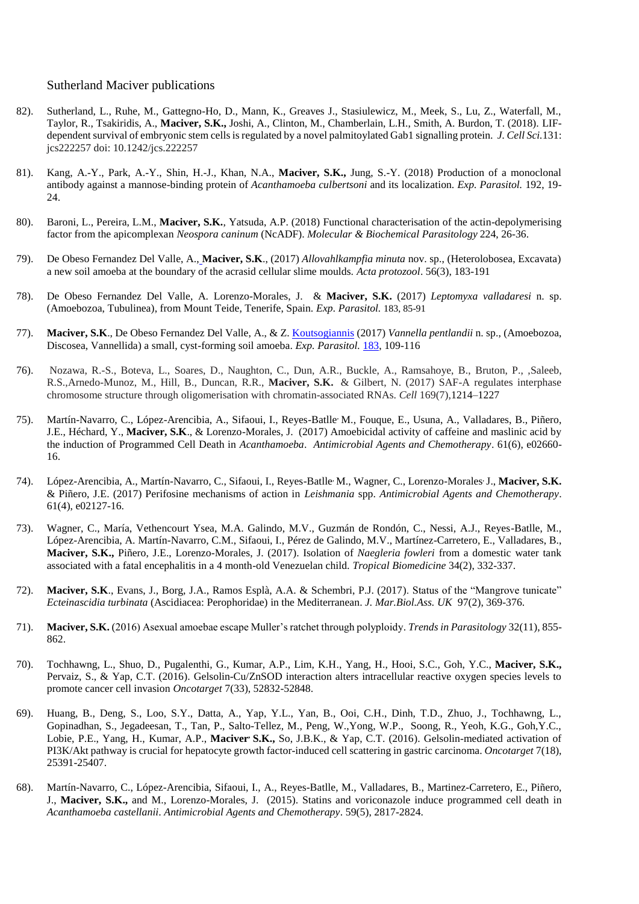Sutherland Maciver publications

82). Sutherland, L., Ruhe, M., Gattegno-Ho, D., Mann, K., Greaves J., Stasiulewicz, M., Meek, S., Lu, Z., Waterfall, M., Taylor, R., Tsakiridis, A., **Maciver, S.K.,** Joshi, A., Clinton, M., Chamberlain, L.H., Smith, A. Burdon, T. (2018). LIF-dependent survival of embryonic stem cells is regulated by a novel palmitoylated Gab1 signalling protein. *J. Cell Sci.*131: jcs222257 doi: 10.1242/jcs.222257

81). Kang, A.-Y., Park, A.-Y., Shin, H.-J., Khan, N.A., **Maciver, S.K.,** Jung, S.-Y. (2018) Production of a monoclonal antibody against a mannose-binding protein of *Acanthamoeba culbertsoni* and its localization. *Exp. Parasitol.* 192, 19-24.

80). Baroni, L., Pereira, L.M., **Maciver, S.K.**, Yatsuda, A.P. (2018) Functional characterisation of the actin-depolymerising factor from the apicomplexan *Neospora caninum* (NcADF). *Molecular & Biochemical Parasitology* 224, 26-36.

79). De Obeso Fernandez Del Valle, A., **Maciver, S.K**., (2017) *Allovahlkampfia minuta* nov. sp., (Heterolobosea, Excavata) a new soil amoeba at the boundary of the acrasid cellular slime moulds. *Acta protozool*. 56(3), 183-191

78). De Obeso Fernandez Del Valle, A. Lorenzo-Morales, J. & **Maciver, S.K.** (2017) *Leptomyxa valladaresi* n. sp. (Amoebozoa, Tubulinea), from Mount Teide, Tenerife, Spain. *Exp. Parasitol.* 183, 85-91

77). **Maciver, S.K**., De Obeso Fernandez Del Valle, A., & Z. Koutsogiannis (2017) *Vannella pentlandii* n. sp., (Amoebozoa, Discosea, Vannellida) a small, cyst-forming soil amoeba. *Exp. Parasitol.* 183, 109-116

76). Nozawa, R.-S., Boteva, L., Soares, D., Naughton, C., Dun, A.R., Buckle, A., Ramsahoye, B., Bruton, P., ,Saleeb, R.S.,Arnedo-Munoz, M., Hill, B., Duncan, R.R., **Maciver, S.K.** & Gilbert, N. (2017) SAF-A regulates interphase chromosome structure through oligomerisation with chromatin-associated RNAs. *Cell* 169(7),1214–1227

75). Martín-Navarro, C., López-Arencibia, A., Sifaoui, I., Reyes-Batlle, M., Fouque, E., Usuna, A., Valladares, B., Piñero, J.E., Héchard, Y., **Maciver, S.K**., & Lorenzo-Morales, J. (2017) Amoebicidal activity of caffeine and maslinic acid by the induction of Programmed Cell Death in *Acanthamoeba*. *Antimicrobial Agents and Chemotherapy*. 61(6), e02660-16.

74). López-Arencibia, A., Martín-Navarro, C., Sifaoui, I., Reyes-Batlle, M., Wagner, C., Lorenzo-Morales, J., **Maciver, S.K.** & Piñero, J.E. (2017) Perifosine mechanisms of action in *Leishmania* spp. *Antimicrobial Agents and Chemotherapy*. 61(4), e02127-16.

73). Wagner, C., María, Vethencourt Ysea, M.A. Galindo, M.V., Guzmán de Rondón, C., Nessi, A.J., Reyes-Batlle, M., López-Arencibia, A. Martín-Navarro, C.M., Sifaoui, I., Pérez de Galindo, M.V., Martínez-Carretero, E., Valladares, B., **Maciver, S.K.,** Piñero, J.E., Lorenzo-Morales, J. (2017). Isolation of *Naegleria fowleri* from a domestic water tank associated with a fatal encephalitis in a 4 month-old Venezuelan child. *Tropical Biomedicine* 34(2), 332-337.

72). **Maciver, S.K**., Evans, J., Borg, J.A., Ramos Esplà, A.A. & Schembri, P.J. (2017). Status of the "Mangrove tunicate" *Ecteinascidia turbinata* (Ascidiacea: Perophoridae) in the Mediterranean. *J. Mar.Biol.Ass. UK* 97(2), 369-376.

71). **Maciver, S.K.** (2016) Asexual amoebae escape Muller's ratchet through polyploidy. *Trends in Parasitology* 32(11), 855-862.

70). Tochhawng, L., Shuo, D., Pugalenthi, G., Kumar, A.P., Lim, K.H., Yang, H., Hooi, S.C., Goh, Y.C., **Maciver, S.K.,** Pervaiz, S., & Yap, C.T. (2016). Gelsolin-Cu/ZnSOD interaction alters intracellular reactive oxygen species levels to promote cancer cell invasion *Oncotarget* 7(33), 52832-52848.

69). Huang, B., Deng, S., Loo, S.Y., Datta, A., Yap, Y.L., Yan, B., Ooi, C.H., Dinh, T.D., Zhuo, J., Tochhawng, L., Gopinadhan, S., Jegadeesan, T., Tan, P., Salto-Tellez, M., Peng, W.,Yong, W.P., Soong, R., Yeoh, K.G., Goh,Y.C., Lobie, P.E., Yang, H., Kumar, A.P., **Maciver, S.K.,** So, J.B.K., & Yap, C.T. (2016). Gelsolin-mediated activation of PI3K/Akt pathway is crucial for hepatocyte growth factor-induced cell scattering in gastric carcinoma. *Oncotarget* 7(18), 25391-25407.

68). Martín-Navarro, C., López-Arencibia, Sifaoui, I., A., Reyes-Batlle, M., Valladares, B., Martinez-Carretero, E., Piñero, J., **Maciver, S.K.,** and M., Lorenzo-Morales, J. (2015). Statins and voriconazole induce programmed cell death in *Acanthamoeba castellanii*. *Antimicrobial Agents and Chemotherapy*. 59(5), 2817-2824.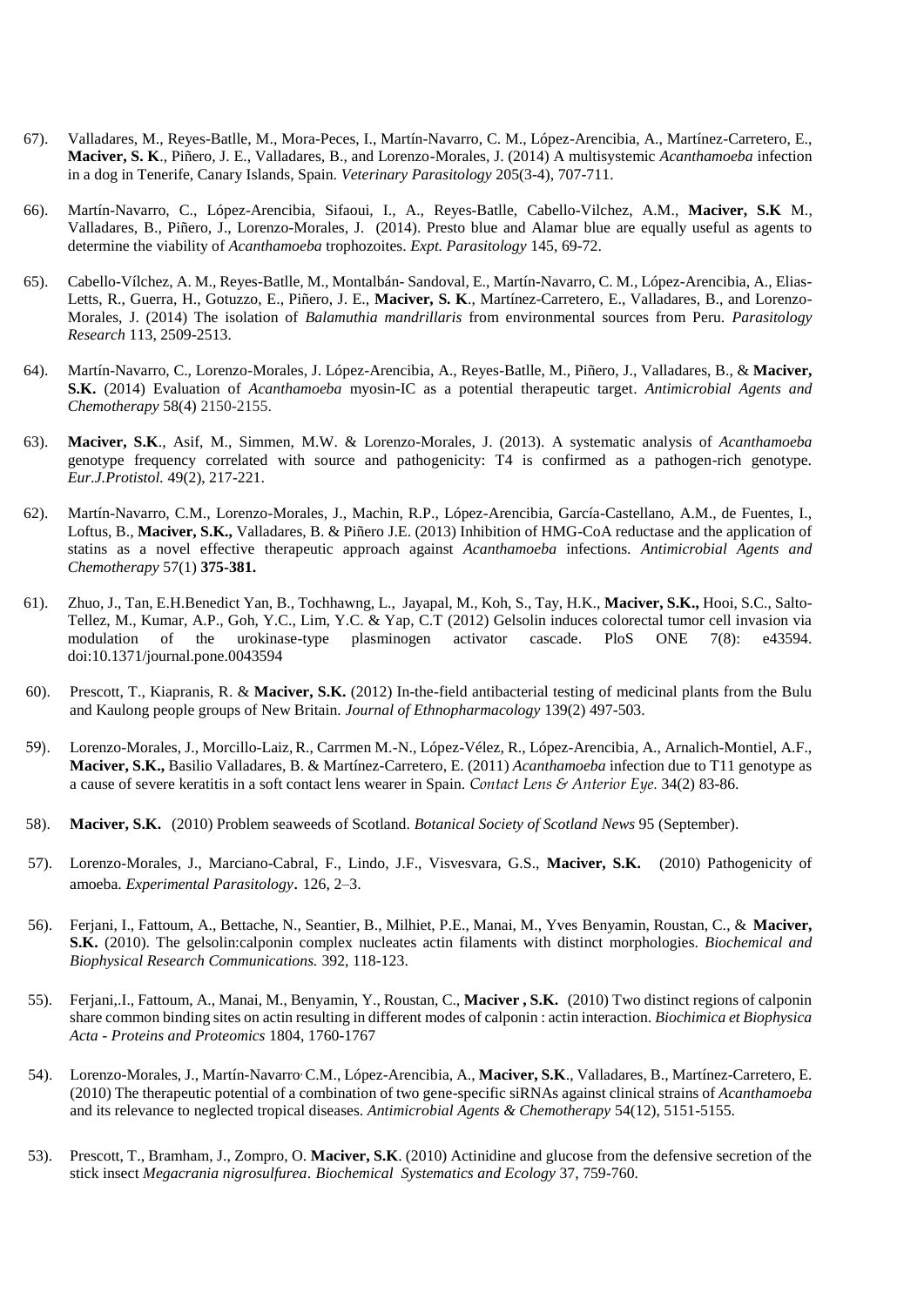67). Valladares, M., Reyes-Batlle, M., Mora-Peces, I., Martín-Navarro, C. M., López-Arencibia, A., Martínez-Carretero, E., **Maciver, S. K**., Piñero, J. E., Valladares, B., and Lorenzo-Morales, J. (2014) A multisystemic *Acanthamoeba* infection in a dog in Tenerife, Canary Islands, Spain. *Veterinary Parasitology* 205(3-4), 707-711.

66). Martín-Navarro, C., López-Arencibia, Sifaoui, I., A., Reyes-Batlle, Cabello-Vilchez, A.M., **Maciver, S.K** M., Valladares, B., Piñero, J., Lorenzo-Morales, J. (2014). Presto blue and Alamar blue are equally useful as agents to determine the viability of *Acanthamoeba* trophozoites. *Expt. Parasitology* 145, 69-72.

65). Cabello-Vílchez, A. M., Reyes-Batlle, M., Montalbán- Sandoval, E., Martín-Navarro, C. M., López-Arencibia, A., Elias-Letts, R., Guerra, H., Gotuzzo, E., Piñero, J. E., **Maciver, S. K**., Martínez-Carretero, E., Valladares, B., and Lorenzo-Morales, J. (2014) The isolation of *Balamuthia mandrillaris* from environmental sources from Peru. *Parasitology Research* 113, 2509-2513.

64). Martín-Navarro, C., Lorenzo-Morales, J. López-Arencibia, A., Reyes-Batlle, M., Piñero, J., Valladares, B., & **Maciver, S.K.** (2014) Evaluation of *Acanthamoeba* myosin-IC as a potential therapeutic target. *Antimicrobial Agents and Chemotherapy* 58(4) 2150-2155.

63). **Maciver, S.K**., Asif, M., Simmen, M.W. & Lorenzo-Morales, J. (2013). A systematic analysis of *Acanthamoeba* genotype frequency correlated with source and pathogenicity: T4 is confirmed as a pathogen-rich genotype. *Eur.J.Protistol.* 49(2), 217-221.

62). Martín-Navarro, C.M., Lorenzo-Morales, J., Machin, R.P., López-Arencibia, García-Castellano, A.M., de Fuentes, I., Loftus, B., **Maciver, S.K.,** Valladares, B. & Piñero J.E. (2013) Inhibition of HMG-CoA reductase and the application of statins as a novel effective therapeutic approach against *Acanthamoeba* infections. *Antimicrobial Agents and Chemotherapy* 57(1) **375-381.**

61). Zhuo, J., Tan, E.H.Benedict Yan, B., Tochhawng, L., Jayapal, M., Koh, S., Tay, H.K., **Maciver, S.K.,** Hooi, S.C., Salto-Tellez, M., Kumar, A.P., Goh, Y.C., Lim, Y.C. & Yap, C.T (2012) Gelsolin induces colorectal tumor cell invasion via modulation of the urokinase-type plasminogen activator cascade. PloS ONE 7(8): e43594. doi:10.1371/journal.pone.0043594

60). Prescott, T., Kiapranis, R. & **Maciver, S.K.** (2012) In-the-field antibacterial testing of medicinal plants from the Bulu and Kaulong people groups of New Britain. *Journal of Ethnopharmacology* 139(2) 497-503.

59). Lorenzo-Morales, J., Morcillo-Laiz, R., Carrmen M.-N., López-Vélez, R., López-Arencibia, A., Arnalich-Montiel, A.F., **Maciver, S.K.,** Basilio Valladares, B. & Martínez-Carretero, E. (2011) *Acanthamoeba* infection due to T11 genotype as a cause of severe keratitis in a soft contact lens wearer in Spain. *Contact Lens & Anterior Eye.* 34(2) 83-86.

58). **Maciver, S.K.** (2010) Problem seaweeds of Scotland. *Botanical Society of Scotland News* 95 (September).

57). Lorenzo-Morales, J., Marciano-Cabral, F., Lindo, J.F., Visvesvara, G.S., **Maciver, S.K.** (2010) Pathogenicity of amoeba. *Experimental Parasitology*. 126, 2–3.

56). Ferjani, I., Fattoum, A., Bettache, N., Seantier, B., Milhiet, P.E., Manai, M., Yves Benyamin, Roustan, C., & **Maciver, S.K.** (2010). The gelsolin:calponin complex nucleates actin filaments with distinct morphologies. *Biochemical and Biophysical Research Communications.* 392, 118-123.

55). Ferjani,.I., Fattoum, A., Manai, M., Benyamin, Y., Roustan, C., **Maciver , S.K.** (2010) Two distinct regions of calponin share common binding sites on actin resulting in different modes of calponin : actin interaction. *Biochimica et Biophysica Acta - Proteins and Proteomics* 1804, 1760-1767

54). Lorenzo-Morales, J., Martín-Navarro, C.M., López-Arencibia, A., **Maciver, S.K**., Valladares, B., Martínez-Carretero, E. (2010) The therapeutic potential of a combination of two gene-specific siRNAs against clinical strains of *Acanthamoeba* and its relevance to neglected tropical diseases. *Antimicrobial Agents & Chemotherapy* 54(12), 5151-5155.

53). Prescott, T., Bramham, J., Zompro, O. **Maciver, S.K**. (2010) Actinidine and glucose from the defensive secretion of the stick insect *Megacrania nigrosulfurea*. *Biochemical Systematics and Ecology* 37, 759-760.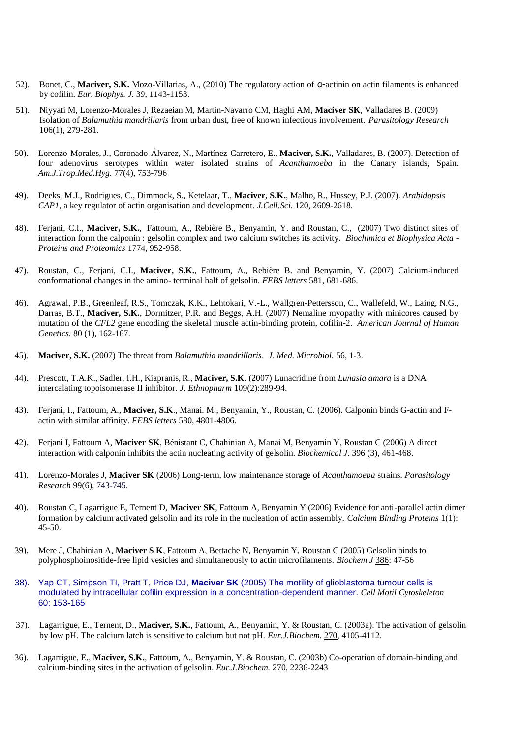52). Bonet, C., **Maciver, S.K.** Mozo-Villarias, A., (2010) The regulatory action of α-actinin on actin filaments is enhanced by cofilin. *Eur. Biophys. J.* 39, 1143-1153.

51). Niyyati M, Lorenzo-Morales J, Rezaeian M, Martin-Navarro CM, Haghi AM, **Maciver SK**, Valladares B. (2009) Isolation of *Balamuthia mandrillaris* from urban dust, free of known infectious involvement. *Parasitology Research* 106(1), 279-281.

50). Lorenzo-Morales, J., Coronado-Álvarez, N., Martínez-Carretero, E., **Maciver, S.K.**, Valladares, B. (2007). Detection of four adenovirus serotypes within water isolated strains of *Acanthamoeba* in the Canary islands, Spain. *Am.J.Trop.Med.Hyg.* 77(4), 753-796

49). Deeks, M.J., Rodrigues, C., Dimmock, S., Ketelaar, T., **Maciver, S.K.**, Malho, R., Hussey, P.J. (2007). *Arabidopsis CAP1*, a key regulator of actin organisation and development. *J.Cell.Sci.* 120, 2609-2618.

48). Ferjani, C.I., **Maciver, S.K.**, Fattoum, A., Rebière B., Benyamin, Y. and Roustan, C., (2007) Two distinct sites of interaction form the calponin : gelsolin complex and two calcium switches its activity. *Biochimica et Biophysica Acta - Proteins and Proteomics* 1774, 952-958.

47). Roustan, C., Ferjani, C.I., **Maciver, S.K.**, Fattoum, A., Rebière B. and Benyamin, Y. (2007) Calcium-induced conformational changes in the amino- terminal half of gelsolin. *FEBS letters* 581, 681-686.

46). Agrawal, P.B., Greenleaf, R.S., Tomczak, K.K., Lehtokari, V.-L., Wallgren-Pettersson, C., Wallefeld, W., Laing, N.G., Darras, B.T., **Maciver, S.K.**, Dormitzer, P.R. and Beggs, A.H. (2007) Nemaline myopathy with minicores caused by mutation of the *CFL2* gene encoding the skeletal muscle actin-binding protein, cofilin-2. *American Journal of Human Genetics.* 80 (1), 162-167.

45). **Maciver, S.K.** (2007) The threat from *Balamuthia mandrillaris*. *J. Med. Microbiol.* 56, 1-3.

44). Prescott, T.A.K., Sadler, I.H., Kiapranis, R., **Maciver, S.K**. (2007) Lunacridine from *Lunasia amara* is a DNA intercalating topoisomerase II inhibitor. *J. Ethnopharm* 109(2):289-94.

43). Ferjani, I., Fattoum, A., **Maciver, S.K**., Manai. M., Benyamin, Y., Roustan, C. (2006). Calponin binds G-actin and F-actin with similar affinity. *FEBS letters* 580, 4801-4806.

42). Ferjani I, Fattoum A, **Maciver SK**, Bénistant C, Chahinian A, Manai M, Benyamin Y, Roustan C (2006) A direct interaction with calponin inhibits the actin nucleating activity of gelsolin. *Biochemical J*. 396 (3), 461-468.

41). Lorenzo-Morales J, **Maciver SK** (2006) Long-term, low maintenance storage of *Acanthamoeba* strains. *Parasitology Research* 99(6), 743-745.

40). Roustan C, Lagarrigue E, Ternent D, **Maciver SK**, Fattoum A, Benyamin Y (2006) Evidence for anti-parallel actin dimer formation by calcium activated gelsolin and its role in the nucleation of actin assembly. *Calcium Binding Proteins* 1(1): 45-50.

39). Mere J, Chahinian A, **Maciver S K**, Fattoum A, Bettache N, Benyamin Y, Roustan C (2005) Gelsolin binds to polyphosphoinositide-free lipid vesicles and simultaneously to actin microfilaments. *Biochem J* 386: 47-56

38). Yap CT, Simpson TI, Pratt T, Price DJ, **Maciver SK** (2005) The motility of glioblastoma tumour cells is modulated by intracellular cofilin expression in a concentration-dependent manner. *Cell Motil Cytoskeleton* 60: 153-165

37). Lagarrigue, E., Ternent, D., **Maciver, S.K.**, Fattoum, A., Benyamin, Y. & Roustan, C. (2003a). The activation of gelsolin by low pH. The calcium latch is sensitive to calcium but not pH. *Eur.J.Biochem.* 270, 4105-4112.

36). Lagarrigue, E., **Maciver, S.K.**, Fattoum, A., Benyamin, Y. & Roustan, C. (2003b) Co-operation of domain-binding and calcium-binding sites in the activation of gelsolin. *Eur.J.Biochem.* 270, 2236-2243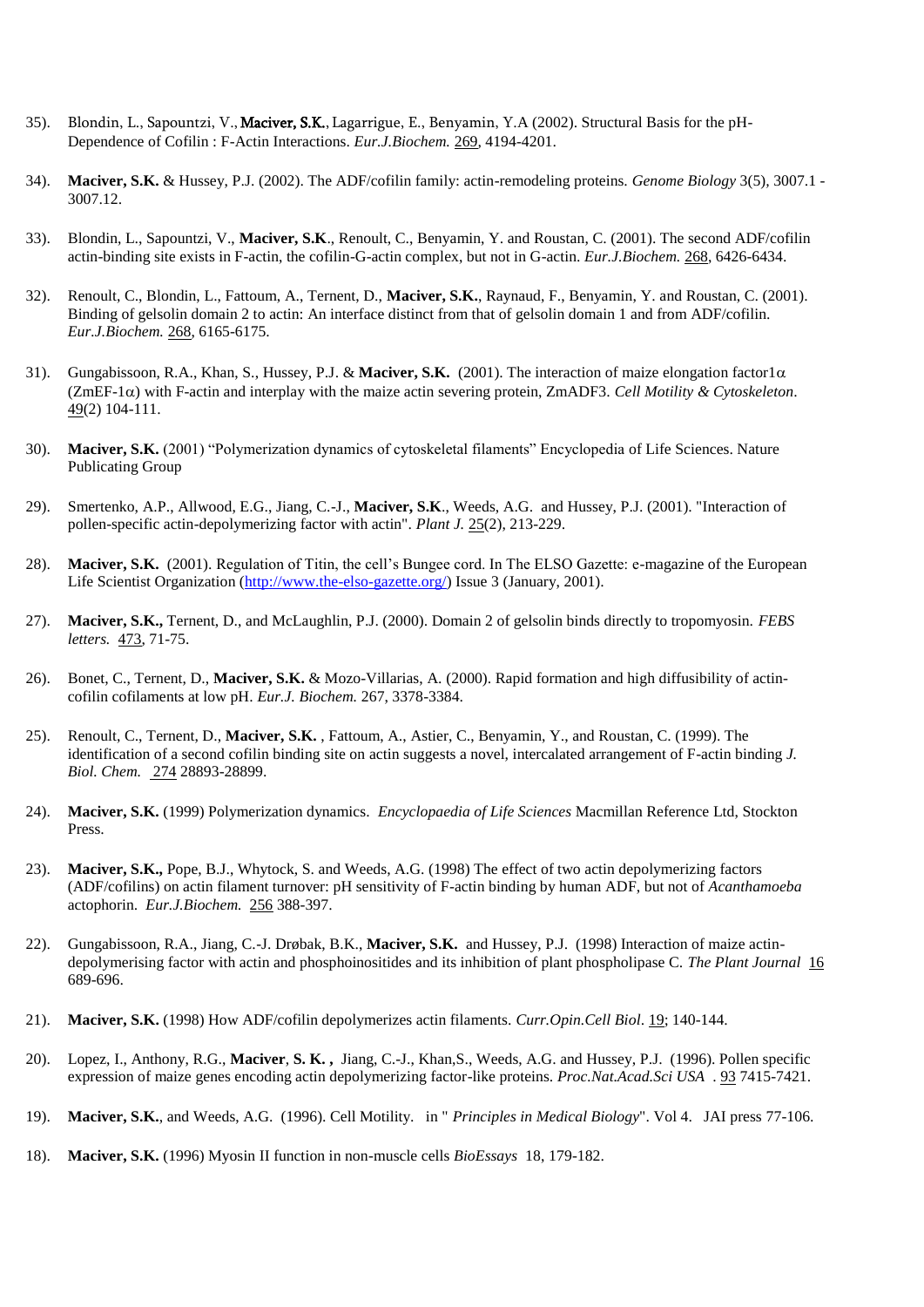35). Blondin, L., Sapountzi, V., **Maciver, S.K.**, Lagarrigue, E., Benyamin, Y.A (2002). Structural Basis for the pH-Dependence of Cofilin : F-Actin Interactions. *Eur.J.Biochem.* 269, 4194-4201.

34). **Maciver, S.K.** & Hussey, P.J. (2002). The ADF/cofilin family: actin-remodeling proteins. *Genome Biology* 3(5), 3007.1 - 3007.12.

33). Blondin, L., Sapountzi, V., **Maciver, S.K**., Renoult, C., Benyamin, Y. and Roustan, C. (2001). The second ADF/cofilin actin-binding site exists in F-actin, the cofilin-G-actin complex, but not in G-actin. *Eur.J.Biochem.* 268, 6426-6434.

32). Renoult, C., Blondin, L., Fattoum, A., Ternent, D., **Maciver, S.K.**, Raynaud, F., Benyamin, Y. and Roustan, C. (2001). Binding of gelsolin domain 2 to actin: An interface distinct from that of gelsolin domain 1 and from ADF/cofilin. *Eur.J.Biochem.* 268, 6165-6175.

31). Gungabissoon, R.A., Khan, S., Hussey, P.J. & **Maciver, S.K.** (2001). The interaction of maize elongation factor1$\alpha$ (ZmEF-1$\alpha$) with F-actin and interplay with the maize actin severing protein, ZmADF3. *Cell Motility & Cytoskeleton*. 49(2) 104-111.

30). **Maciver, S.K.** (2001) "Polymerization dynamics of cytoskeletal filaments" Encyclopedia of Life Sciences. Nature Publicating Group

29). Smertenko, A.P., Allwood, E.G., Jiang, C.-J., **Maciver, S.K**., Weeds, A.G. and Hussey, P.J. (2001). "Interaction of pollen-specific actin-depolymerizing factor with actin". *Plant J.* 25(2), 213-229.

28). **Maciver, S.K.** (2001). Regulation of Titin, the cell's Bungee cord. In The ELSO Gazette: e-magazine of the European Life Scientist Organization (http://www.the-elso-gazette.org/) Issue 3 (January, 2001).

27). **Maciver, S.K.,** Ternent, D., and McLaughlin, P.J. (2000). Domain 2 of gelsolin binds directly to tropomyosin. *FEBS letters.* 473, 71-75.

26). Bonet, C., Ternent, D., **Maciver, S.K.** & Mozo-Villarias, A. (2000). Rapid formation and high diffusibility of actin-cofilin cofilaments at low pH. *Eur.J. Biochem.* 267, 3378-3384.

25). Renoult, C., Ternent, D., **Maciver, S.K.** , Fattoum, A., Astier, C., Benyamin, Y., and Roustan, C. (1999). The identification of a second cofilin binding site on actin suggests a novel, intercalated arrangement of F-actin binding *J. Biol. Chem.* 274 28893-28899.

24). **Maciver, S.K.** (1999) Polymerization dynamics. *Encyclopaedia of Life Sciences* Macmillan Reference Ltd, Stockton Press.

23). **Maciver, S.K.,** Pope, B.J., Whytock, S. and Weeds, A.G. (1998) The effect of two actin depolymerizing factors (ADF/cofilins) on actin filament turnover: pH sensitivity of F-actin binding by human ADF, but not of *Acanthamoeba* actophorin. *Eur.J.Biochem.* 256 388-397.

22). Gungabissoon, R.A., Jiang, C.-J. Drøbak, B.K., **Maciver, S.K.** and Hussey, P.J. (1998) Interaction of maize actin-depolymerising factor with actin and phosphoinositides and its inhibition of plant phospholipase C. *The Plant Journal* 16 689-696.

21). **Maciver, S.K.** (1998) How ADF/cofilin depolymerizes actin filaments. *Curr.Opin.Cell Biol*. 19; 140-144.

20). Lopez, I., Anthony, R.G., **Maciver**, **S. K. ,** Jiang, C.-J., Khan,S., Weeds, A.G. and Hussey, P.J. (1996). Pollen specific expression of maize genes encoding actin depolymerizing factor-like proteins. *Proc.Nat.Acad.Sci USA* . 93 7415-7421.

19). **Maciver, S.K.**, and Weeds, A.G. (1996). Cell Motility. in " *Principles in Medical Biology*". Vol 4. JAI press 77-106.

18). **Maciver, S.K.** (1996) Myosin II function in non-muscle cells *BioEssays* 18, 179-182.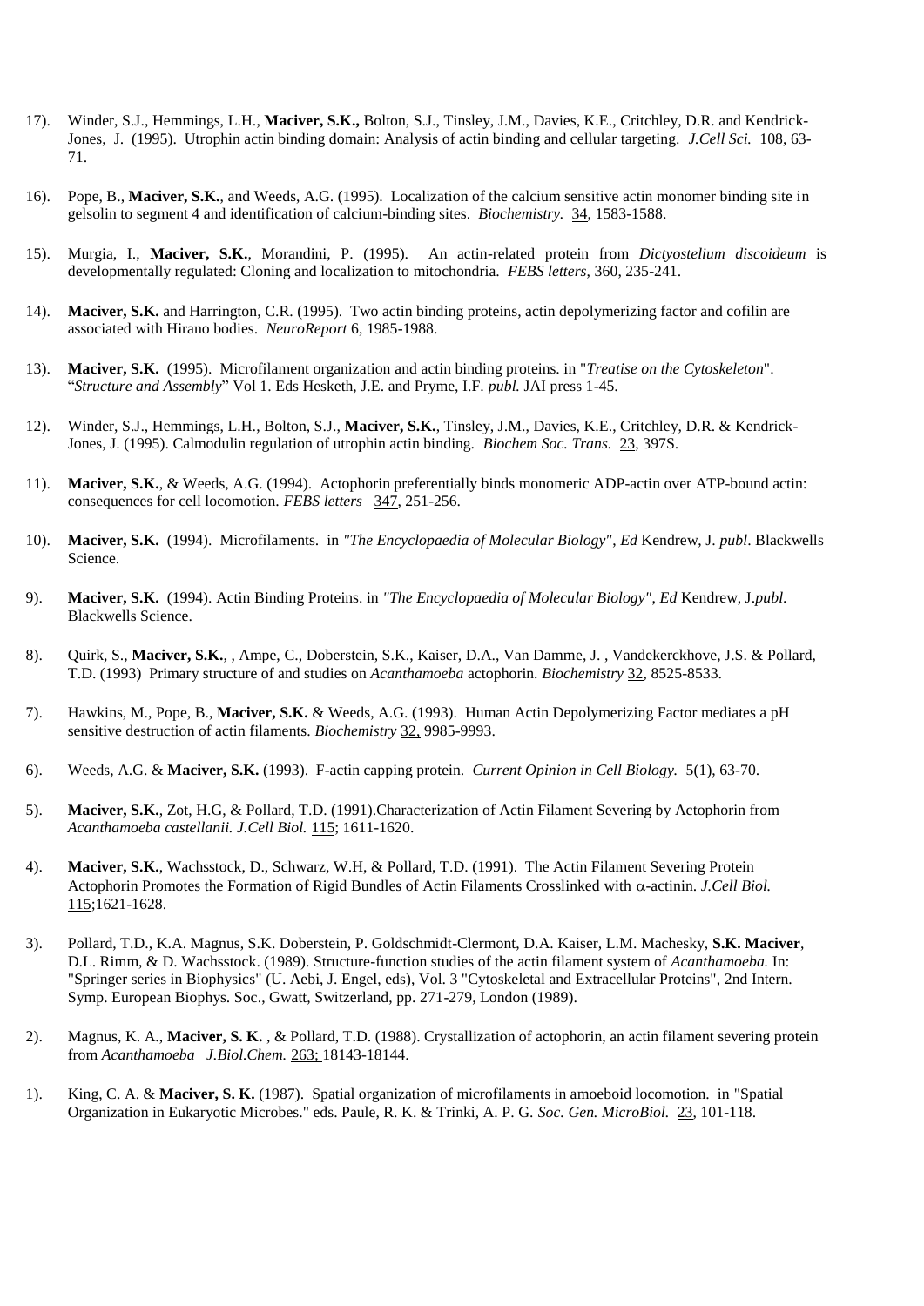17). Winder, S.J., Hemmings, L.H., **Maciver, S.K.,** Bolton, S.J., Tinsley, J.M., Davies, K.E., Critchley, D.R. and Kendrick-Jones, J. (1995). Utrophin actin binding domain: Analysis of actin binding and cellular targeting. *J.Cell Sci.* 108, 63-71.

16). Pope, B., **Maciver, S.K.**, and Weeds, A.G. (1995). Localization of the calcium sensitive actin monomer binding site in gelsolin to segment 4 and identification of calcium-binding sites. *Biochemistry.* 34, 1583-1588.

15). Murgia, I., **Maciver, S.K.**, Morandini, P. (1995). An actin-related protein from *Dictyostelium discoideum* is developmentally regulated: Cloning and localization to mitochondria. *FEBS letters*, 360, 235-241.

14). **Maciver, S.K.** and Harrington, C.R. (1995). Two actin binding proteins, actin depolymerizing factor and cofilin are associated with Hirano bodies. *NeuroReport* 6, 1985-1988.

13). **Maciver, S.K.** (1995). Microfilament organization and actin binding proteins. in "*Treatise on the Cytoskeleton*". "*Structure and Assembly*" Vol 1. Eds Hesketh, J.E. and Pryme, I.F. *publ.* JAI press 1-45.

12). Winder, S.J., Hemmings, L.H., Bolton, S.J., **Maciver, S.K.**, Tinsley, J.M., Davies, K.E., Critchley, D.R. & Kendrick-Jones, J. (1995). Calmodulin regulation of utrophin actin binding. *Biochem Soc. Trans.* 23, 397S.

11). **Maciver, S.K.**, & Weeds, A.G. (1994). Actophorin preferentially binds monomeric ADP-actin over ATP-bound actin: consequences for cell locomotion. *FEBS letters* 347, 251-256.

10). **Maciver, S.K.** (1994). Microfilaments. in *"The Encyclopaedia of Molecular Biology"*, *Ed* Kendrew, J. *publ*. Blackwells Science.

9). **Maciver, S.K.** (1994). Actin Binding Proteins. in *"The Encyclopaedia of Molecular Biology"*, *Ed* Kendrew, J.*publ.* Blackwells Science.

8). Quirk, S., **Maciver, S.K.**, , Ampe, C., Doberstein, S.K., Kaiser, D.A., Van Damme, J. , Vandekerckhove, J.S. & Pollard, T.D. (1993) Primary structure of and studies on *Acanthamoeba* actophorin. *Biochemistry* 32, 8525-8533.

7). Hawkins, M., Pope, B., **Maciver, S.K.** & Weeds, A.G. (1993). Human Actin Depolymerizing Factor mediates a pH sensitive destruction of actin filaments. *Biochemistry* 32, 9985-9993.

6). Weeds, A.G. & **Maciver, S.K.** (1993). F-actin capping protein. *Current Opinion in Cell Biology.* 5(1), 63-70.

5). **Maciver, S.K.**, Zot, H.G, & Pollard, T.D. (1991).Characterization of Actin Filament Severing by Actophorin from *Acanthamoeba castellanii. J.Cell Biol.* 115; 1611-1620.

4). **Maciver, S.K.**, Wachsstock, D., Schwarz, W.H, & Pollard, T.D. (1991). The Actin Filament Severing Protein Actophorin Promotes the Formation of Rigid Bundles of Actin Filaments Crosslinked with $\alpha$-actinin. *J.Cell Biol.* 115;1621-1628.

3). Pollard, T.D., K.A. Magnus, S.K. Doberstein, P. Goldschmidt-Clermont, D.A. Kaiser, L.M. Machesky, **S.K. Maciver**, D.L. Rimm, & D. Wachsstock. (1989). Structure-function studies of the actin filament system of *Acanthamoeba.* In: "Springer series in Biophysics" (U. Aebi, J. Engel, eds), Vol. 3 "Cytoskeletal and Extracellular Proteins", 2nd Intern. Symp. European Biophys. Soc., Gwatt, Switzerland, pp. 271-279, London (1989).

2). Magnus, K. A., **Maciver, S. K.** , & Pollard, T.D. (1988). Crystallization of actophorin, an actin filament severing protein from *Acanthamoeba J.Biol.Chem.* 263; 18143-18144.

1). King, C. A. & **Maciver, S. K.** (1987). Spatial organization of microfilaments in amoeboid locomotion. in "Spatial Organization in Eukaryotic Microbes." eds. Paule, R. K. & Trinki, A. P. G. *Soc. Gen. MicroBiol.* 23, 101-118.